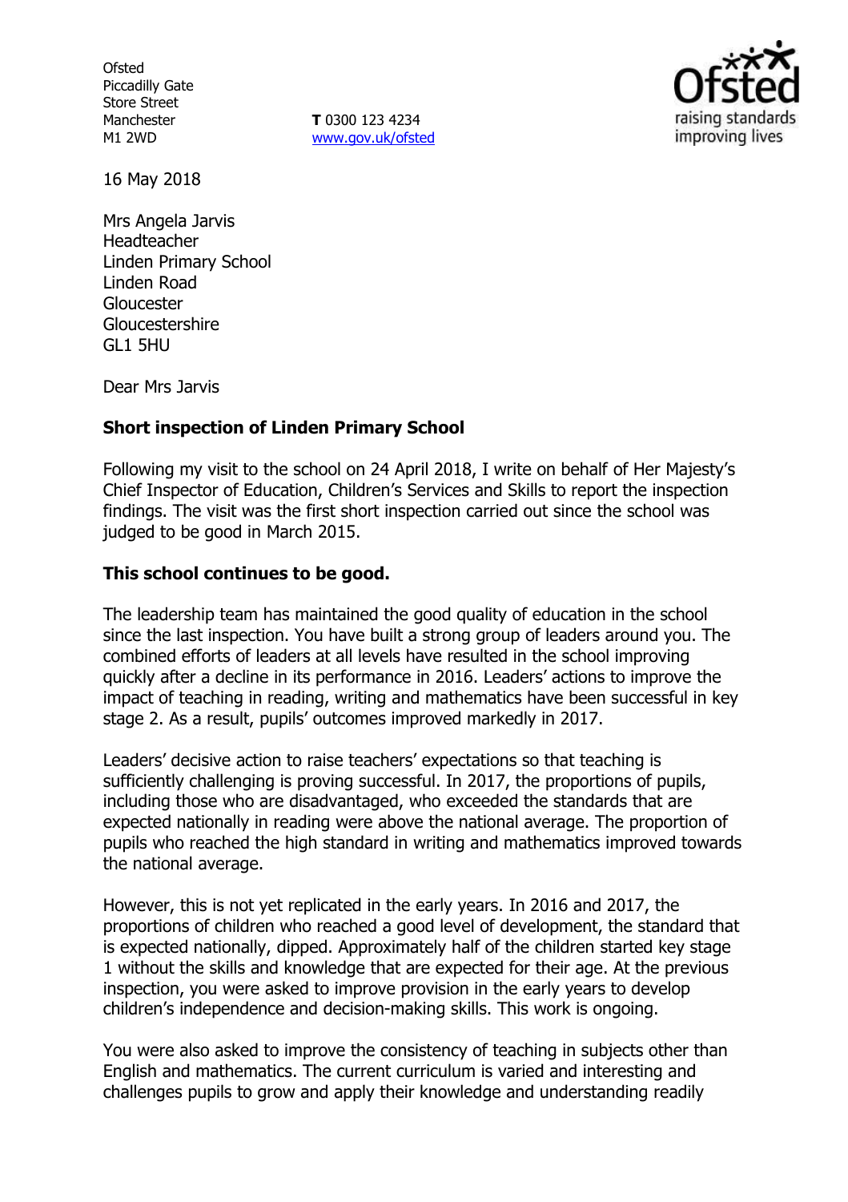Ofsted
Piccadilly Gate
Store Street
Manchester
M1 2WD

**T** 0300 123 4234
www.gov.uk/ofsted

16 May 2018

Mrs Angela Jarvis
Headteacher
Linden Primary School
Linden Road
Gloucester
Gloucestershire
GL1 5HU

Dear Mrs Jarvis

**Short inspection of Linden Primary School**

Following my visit to the school on 24 April 2018, I write on behalf of Her Majesty's Chief Inspector of Education, Children's Services and Skills to report the inspection findings. The visit was the first short inspection carried out since the school was judged to be good in March 2015.

**This school continues to be good.**

The leadership team has maintained the good quality of education in the school since the last inspection. You have built a strong group of leaders around you. The combined efforts of leaders at all levels have resulted in the school improving quickly after a decline in its performance in 2016. Leaders' actions to improve the impact of teaching in reading, writing and mathematics have been successful in key stage 2. As a result, pupils' outcomes improved markedly in 2017.

Leaders' decisive action to raise teachers' expectations so that teaching is sufficiently challenging is proving successful. In 2017, the proportions of pupils, including those who are disadvantaged, who exceeded the standards that are expected nationally in reading were above the national average. The proportion of pupils who reached the high standard in writing and mathematics improved towards the national average.

However, this is not yet replicated in the early years. In 2016 and 2017, the proportions of children who reached a good level of development, the standard that is expected nationally, dipped. Approximately half of the children started key stage 1 without the skills and knowledge that are expected for their age. At the previous inspection, you were asked to improve provision in the early years to develop children's independence and decision-making skills. This work is ongoing.

You were also asked to improve the consistency of teaching in subjects other than English and mathematics. The current curriculum is varied and interesting and challenges pupils to grow and apply their knowledge and understanding readily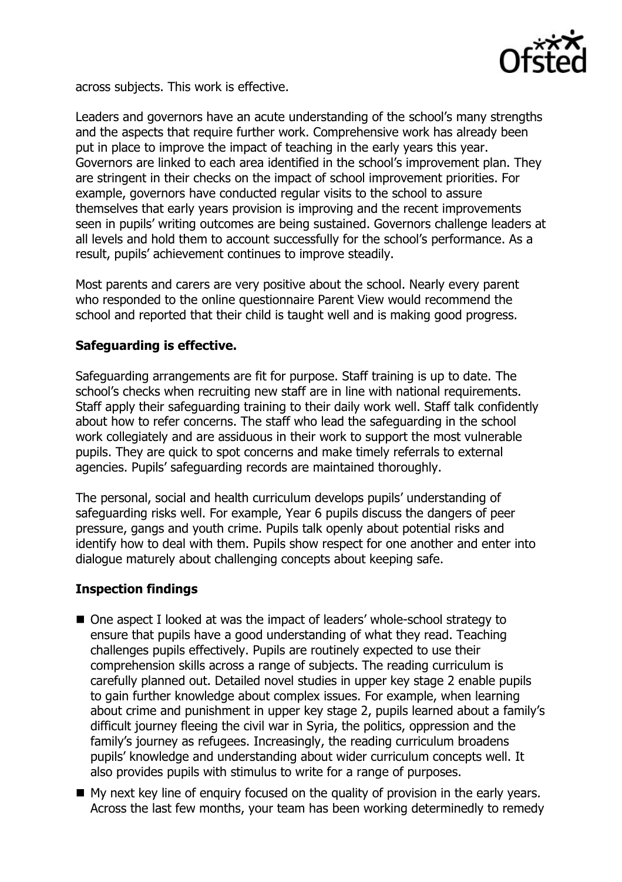across subjects. This work is effective.

Leaders and governors have an acute understanding of the school's many strengths and the aspects that require further work. Comprehensive work has already been put in place to improve the impact of teaching in the early years this year. Governors are linked to each area identified in the school's improvement plan. They are stringent in their checks on the impact of school improvement priorities. For example, governors have conducted regular visits to the school to assure themselves that early years provision is improving and the recent improvements seen in pupils' writing outcomes are being sustained. Governors challenge leaders at all levels and hold them to account successfully for the school's performance. As a result, pupils' achievement continues to improve steadily.

Most parents and carers are very positive about the school. Nearly every parent who responded to the online questionnaire Parent View would recommend the school and reported that their child is taught well and is making good progress.

**Safeguarding is effective.**

Safeguarding arrangements are fit for purpose. Staff training is up to date. The school's checks when recruiting new staff are in line with national requirements. Staff apply their safeguarding training to their daily work well. Staff talk confidently about how to refer concerns. The staff who lead the safeguarding in the school work collegiately and are assiduous in their work to support the most vulnerable pupils. They are quick to spot concerns and make timely referrals to external agencies. Pupils' safeguarding records are maintained thoroughly.

The personal, social and health curriculum develops pupils' understanding of safeguarding risks well. For example, Year 6 pupils discuss the dangers of peer pressure, gangs and youth crime. Pupils talk openly about potential risks and identify how to deal with them. Pupils show respect for one another and enter into dialogue maturely about challenging concepts about keeping safe.

**Inspection findings**

- One aspect I looked at was the impact of leaders' whole-school strategy to ensure that pupils have a good understanding of what they read. Teaching challenges pupils effectively. Pupils are routinely expected to use their comprehension skills across a range of subjects. The reading curriculum is carefully planned out. Detailed novel studies in upper key stage 2 enable pupils to gain further knowledge about complex issues. For example, when learning about crime and punishment in upper key stage 2, pupils learned about a family's difficult journey fleeing the civil war in Syria, the politics, oppression and the family's journey as refugees. Increasingly, the reading curriculum broadens pupils' knowledge and understanding about wider curriculum concepts well. It also provides pupils with stimulus to write for a range of purposes.
- My next key line of enquiry focused on the quality of provision in the early years. Across the last few months, your team has been working determinedly to remedy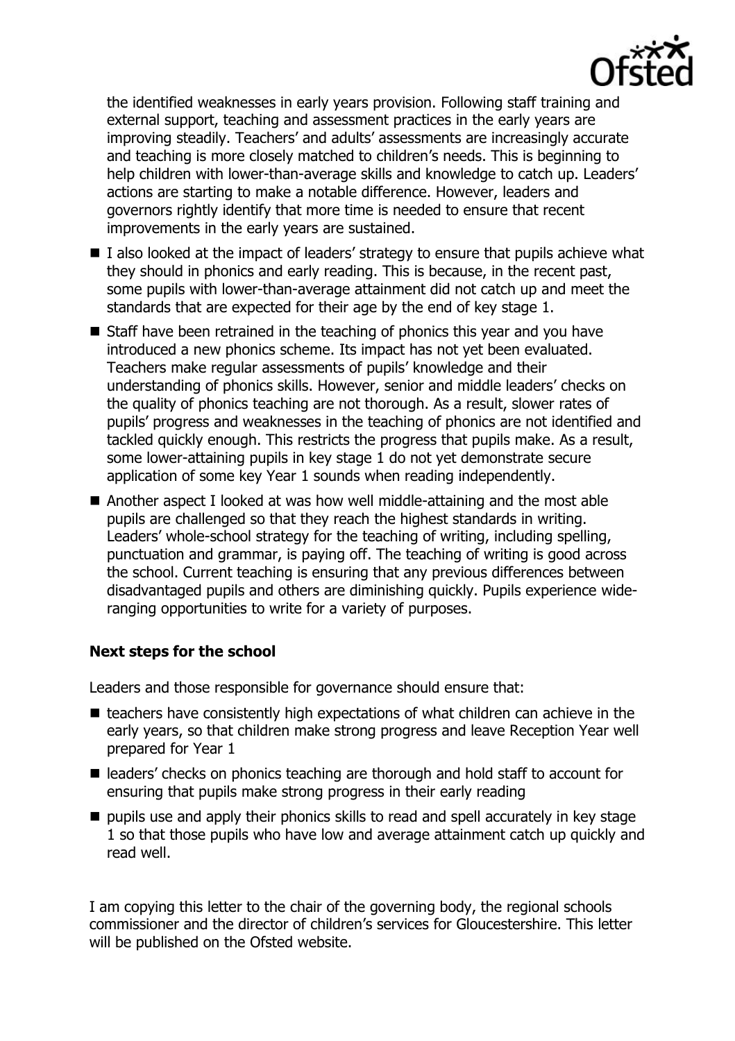the identified weaknesses in early years provision. Following staff training and external support, teaching and assessment practices in the early years are improving steadily. Teachers' and adults' assessments are increasingly accurate and teaching is more closely matched to children's needs. This is beginning to help children with lower-than-average skills and knowledge to catch up. Leaders' actions are starting to make a notable difference. However, leaders and governors rightly identify that more time is needed to ensure that recent improvements in the early years are sustained.

- I also looked at the impact of leaders' strategy to ensure that pupils achieve what they should in phonics and early reading. This is because, in the recent past, some pupils with lower-than-average attainment did not catch up and meet the standards that are expected for their age by the end of key stage 1.
- Staff have been retrained in the teaching of phonics this year and you have introduced a new phonics scheme. Its impact has not yet been evaluated. Teachers make regular assessments of pupils' knowledge and their understanding of phonics skills. However, senior and middle leaders' checks on the quality of phonics teaching are not thorough. As a result, slower rates of pupils' progress and weaknesses in the teaching of phonics are not identified and tackled quickly enough. This restricts the progress that pupils make. As a result, some lower-attaining pupils in key stage 1 do not yet demonstrate secure application of some key Year 1 sounds when reading independently.
- Another aspect I looked at was how well middle-attaining and the most able pupils are challenged so that they reach the highest standards in writing. Leaders' whole-school strategy for the teaching of writing, including spelling, punctuation and grammar, is paying off. The teaching of writing is good across the school. Current teaching is ensuring that any previous differences between disadvantaged pupils and others are diminishing quickly. Pupils experience wide-ranging opportunities to write for a variety of purposes.

## Next steps for the school

Leaders and those responsible for governance should ensure that:

- teachers have consistently high expectations of what children can achieve in the early years, so that children make strong progress and leave Reception Year well prepared for Year 1
- leaders' checks on phonics teaching are thorough and hold staff to account for ensuring that pupils make strong progress in their early reading
- pupils use and apply their phonics skills to read and spell accurately in key stage 1 so that those pupils who have low and average attainment catch up quickly and read well.

I am copying this letter to the chair of the governing body, the regional schools commissioner and the director of children's services for Gloucestershire. This letter will be published on the Ofsted website.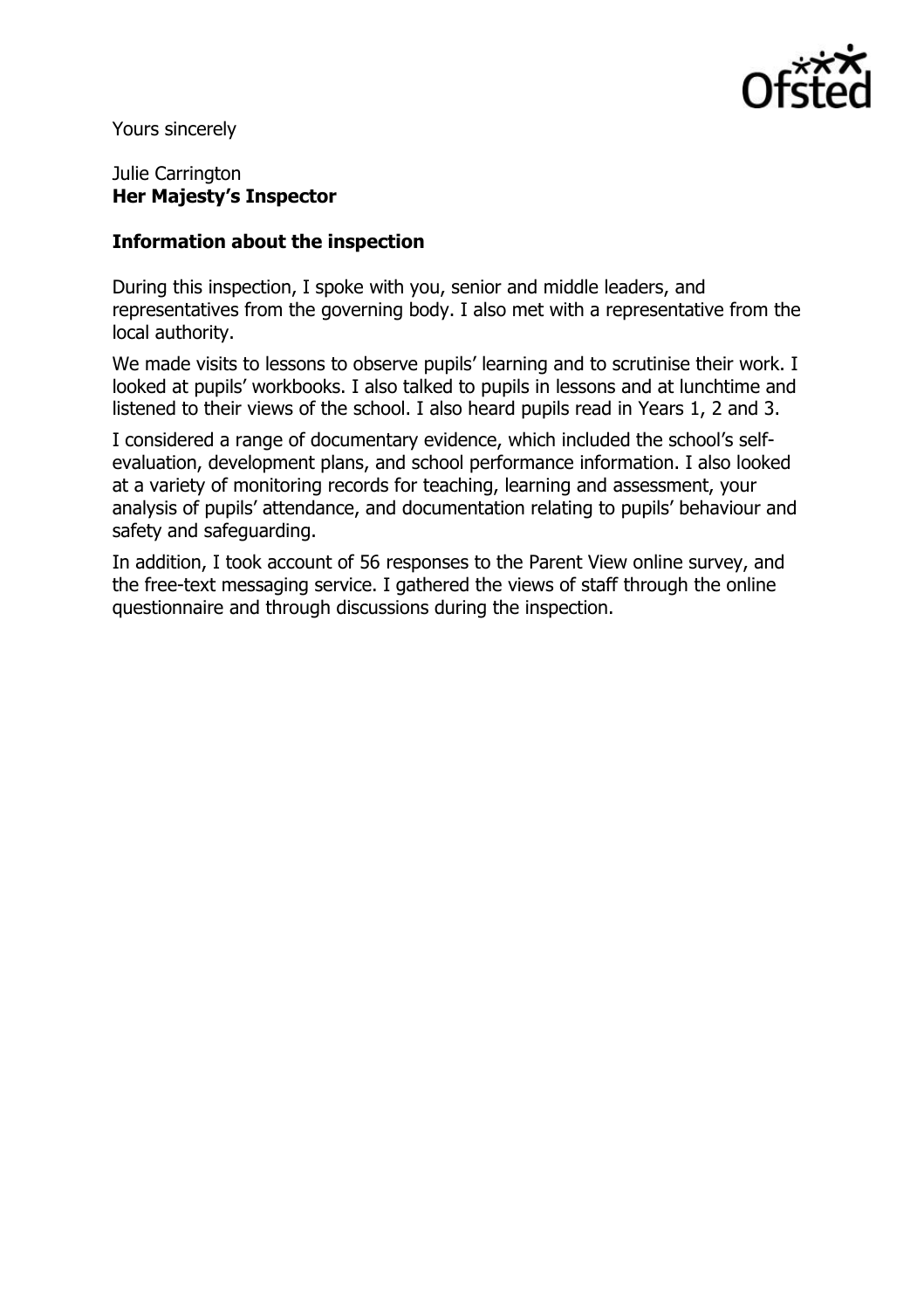Yours sincerely

Julie Carrington
**Her Majesty's Inspector**

**Information about the inspection**

During this inspection, I spoke with you, senior and middle leaders, and representatives from the governing body. I also met with a representative from the local authority.

We made visits to lessons to observe pupils' learning and to scrutinise their work. I looked at pupils' workbooks. I also talked to pupils in lessons and at lunchtime and listened to their views of the school. I also heard pupils read in Years 1, 2 and 3.

I considered a range of documentary evidence, which included the school's self-evaluation, development plans, and school performance information. I also looked at a variety of monitoring records for teaching, learning and assessment, your analysis of pupils' attendance, and documentation relating to pupils' behaviour and safety and safeguarding.

In addition, I took account of 56 responses to the Parent View online survey, and the free-text messaging service. I gathered the views of staff through the online questionnaire and through discussions during the inspection.